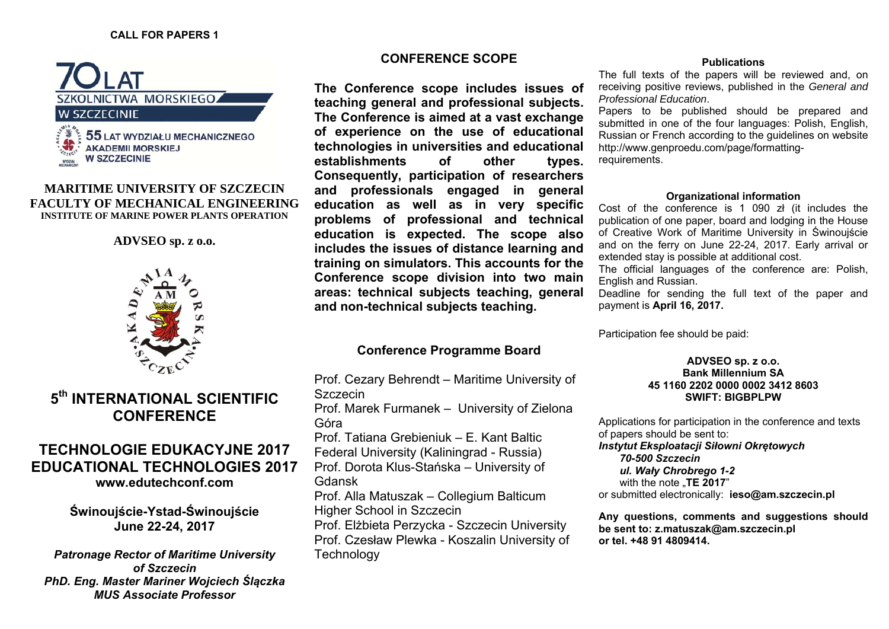**CALL FOR PAPERS 1**

70 LAT SZKOLNICTWA MORSKIEGO W SZCZECINIE

55 LAT WYDZIAŁU MECHANICZNEGO AKADEMII MORSKIEJ W SZCZECINIE

**MARITIME UNIVERSITY OF SZCZECIN**
**FACULTY OF MECHANICAL ENGINEERING**
**INSTITUTE OF MARINE POWER PLANTS OPERATION**

**ADVSEO sp. z o.o.**

# 5th INTERNATIONAL SCIENTIFIC CONFERENCE

# TECHNOLOGIE EDUKACYJNE 2017
# EDUCATIONAL TECHNOLOGIES 2017

**www.edutechconf.com**

**Świnoujście-Ystad-Świnoujście**
**June 22-24, 2017**

***Patronage Rector of Maritime University of Szczecin***
***PhD. Eng. Master Mariner Wojciech Ślączka***
***MUS Associate Professor***

## CONFERENCE SCOPE

**The Conference scope includes issues of teaching general and professional subjects. The Conference is aimed at a vast exchange of experience on the use of educational technologies in universities and educational establishments of other types. Consequently, participation of researchers and professionals engaged in general education as well as in very specific problems of professional and technical education is expected. The scope also includes the issues of distance learning and training on simulators. This accounts for the Conference scope division into two main areas: technical subjects teaching, general and non-technical subjects teaching.**

## Conference Programme Board

Prof. Cezary Behrendt – Maritime University of Szczecin
Prof. Marek Furmanek – University of Zielona Góra
Prof. Tatiana Grebieniuk – E. Kant Baltic Federal University (Kaliningrad - Russia)
Prof. Dorota Klus-Stańska – University of Gdansk
Prof. Alla Matuszak – Collegium Balticum Higher School in Szczecin
Prof. Elżbieta Perzycka - Szczecin University
Prof. Czesław Plewka - Koszalin University of Technology

### Publications

The full texts of the papers will be reviewed and, on receiving positive reviews, published in the *General and Professional Education*.

Papers to be published should be prepared and submitted in one of the four languages: Polish, English, Russian or French according to the guidelines on website http://www.genproedu.com/page/formatting-requirements.

### Organizational information

Cost of the conference is 1 090 zł (it includes the publication of one paper, board and lodging in the House of Creative Work of Maritime University in Świnoujście and on the ferry on June 22-24, 2017. Early arrival or extended stay is possible at additional cost.

The official languages of the conference are: Polish, English and Russian.

Deadline for sending the full text of the paper and payment is **April 16, 2017.**

Participation fee should be paid:

**ADVSEO sp. z o.o.**
**Bank Millennium SA**
**45 1160 2202 0000 0002 3412 8603**
**SWIFT: BIGBPLPW**

Applications for participation in the conference and texts of papers should be sent to:
***Instytut Eksploatacji Siłowni Okrętowych***
***70-500 Szczecin***
***ul. Wały Chrobrego 1-2***
with the note „**TE 2017**"
or submitted electronically: **ieso@am.szczecin.pl**

**Any questions, comments and suggestions should be sent to: z.matuszak@am.szczecin.pl or tel. +48 91 4809414.**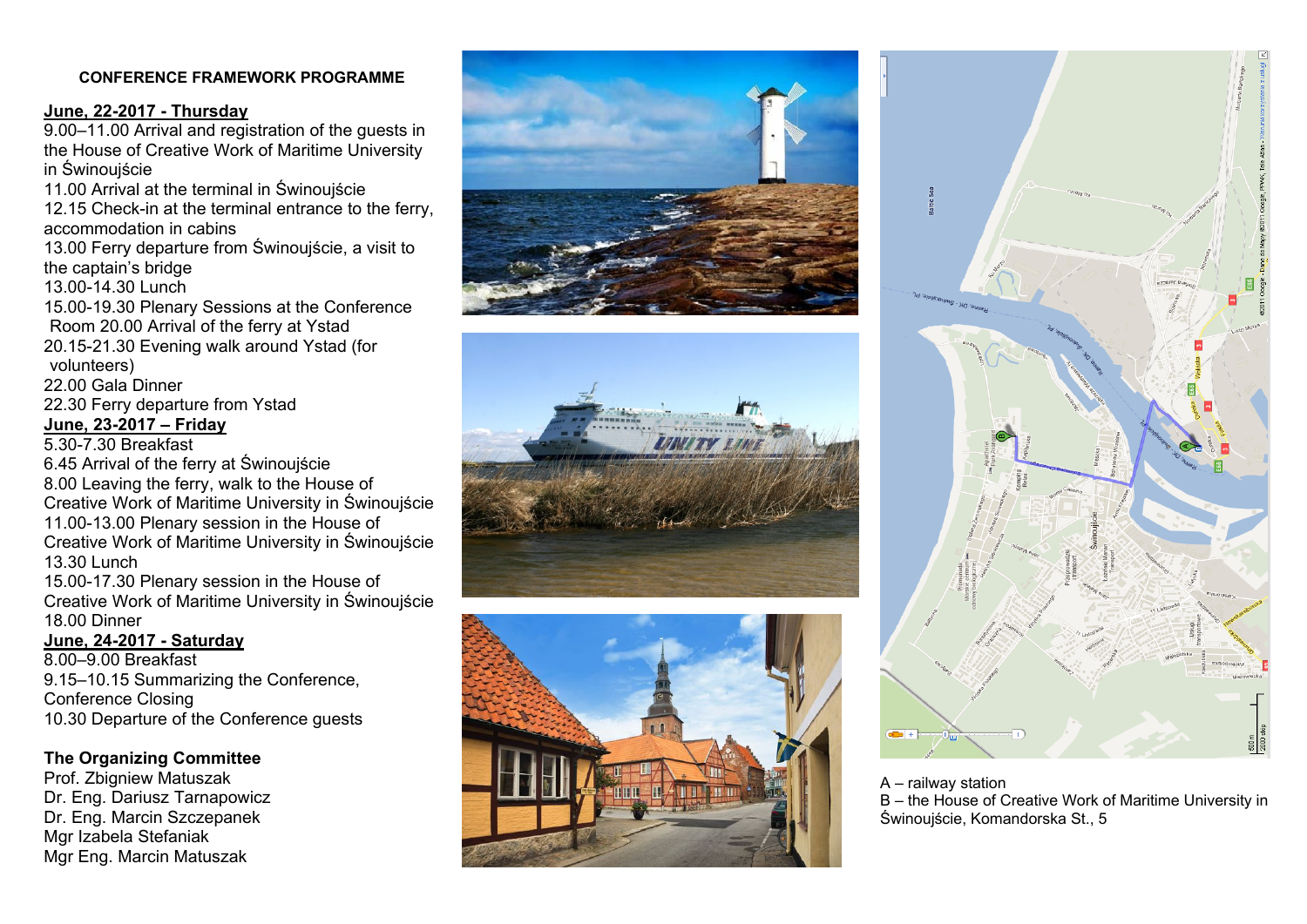## CONFERENCE FRAMEWORK PROGRAMME

**June, 22-2017 - Thursday**

9.00–11.00 Arrival and registration of the guests in the House of Creative Work of Maritime University in Świnoujście
11.00 Arrival at the terminal in Świnoujście
12.15 Check-in at the terminal entrance to the ferry, accommodation in cabins
13.00 Ferry departure from Świnoujście, a visit to the captain's bridge
13.00-14.30 Lunch
15.00-19.30 Plenary Sessions at the Conference Room 20.00 Arrival of the ferry at Ystad
20.15-21.30 Evening walk around Ystad (for volunteers)
22.00 Gala Dinner
22.30 Ferry departure from Ystad

**June, 23-2017 – Friday**

5.30-7.30 Breakfast
6.45 Arrival of the ferry at Świnoujście
8.00 Leaving the ferry, walk to the House of Creative Work of Maritime University in Świnoujście
11.00-13.00 Plenary session in the House of Creative Work of Maritime University in Świnoujście
13.30 Lunch
15.00-17.30 Plenary session in the House of Creative Work of Maritime University in Świnoujście
18.00 Dinner

**June, 24-2017 - Saturday**

8.00–9.00 Breakfast
9.15–10.15 Summarizing the Conference, Conference Closing
10.30 Departure of the Conference guests

**The Organizing Committee**

Prof. Zbigniew Matuszak
Dr. Eng. Dariusz Tarnapowicz
Dr. Eng. Marcin Szczepanek
Mgr Izabela Stefaniak
Mgr Eng. Marcin Matuszak

A – railway station
B – the House of Creative Work of Maritime University in Świnoujście, Komandorska St., 5